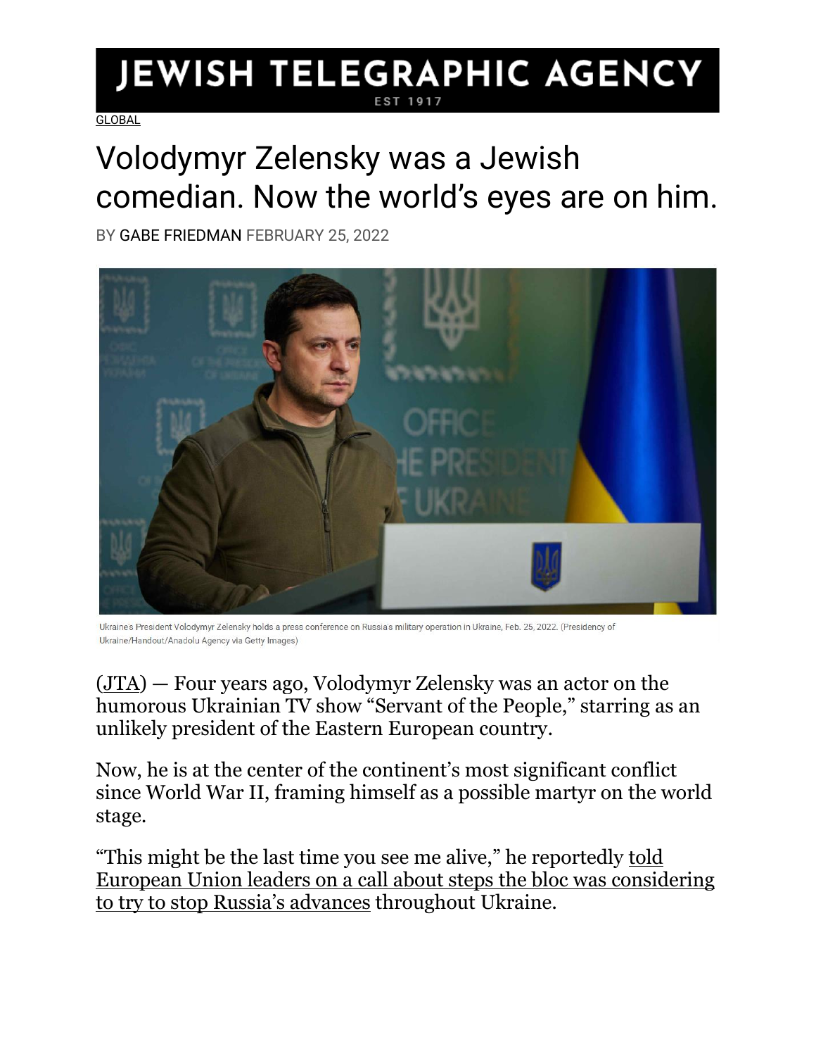# JEWISH TELEGRAPHIC AGENCY

EST 1917

GLOBAL

# Volodymyr Zelensky was a Jewish comedian. Now the world's eyes are on him.

BY GABE FRIEDMAN FEBRUARY 25, 2022

Ukraine's President Volodymyr Zelensky holds a press conference on Russia's military operation in Ukraine, Feb. 25, 2022. (Presidency of Ukraine/Handout/Anadolu Agency via Getty Images)

(JTA) — Four years ago, Volodymyr Zelensky was an actor on the humorous Ukrainian TV show "Servant of the People," starring as an unlikely president of the Eastern European country.

Now, he is at the center of the continent's most significant conflict since World War II, framing himself as a possible martyr on the world stage.

"This might be the last time you see me alive," he reportedly told European Union leaders on a call about steps the bloc was considering to try to stop Russia's advances throughout Ukraine.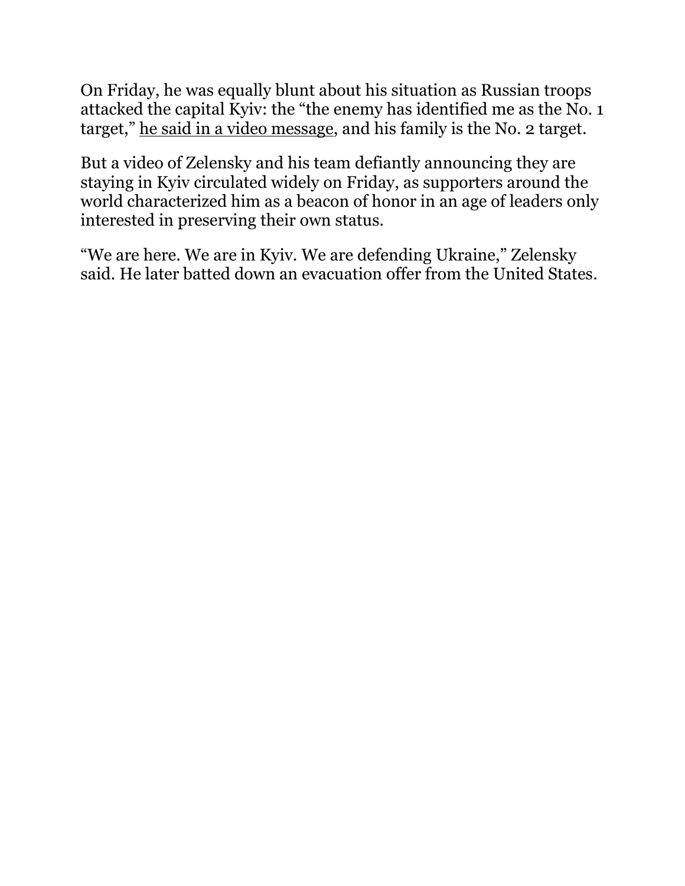On Friday, he was equally blunt about his situation as Russian troops attacked the capital Kyiv: the "the enemy has identified me as the No. 1 target," he said in a video message, and his family is the No. 2 target.

But a video of Zelensky and his team defiantly announcing they are staying in Kyiv circulated widely on Friday, as supporters around the world characterized him as a beacon of honor in an age of leaders only interested in preserving their own status.

"We are here. We are in Kyiv. We are defending Ukraine," Zelensky said. He later batted down an evacuation offer from the United States.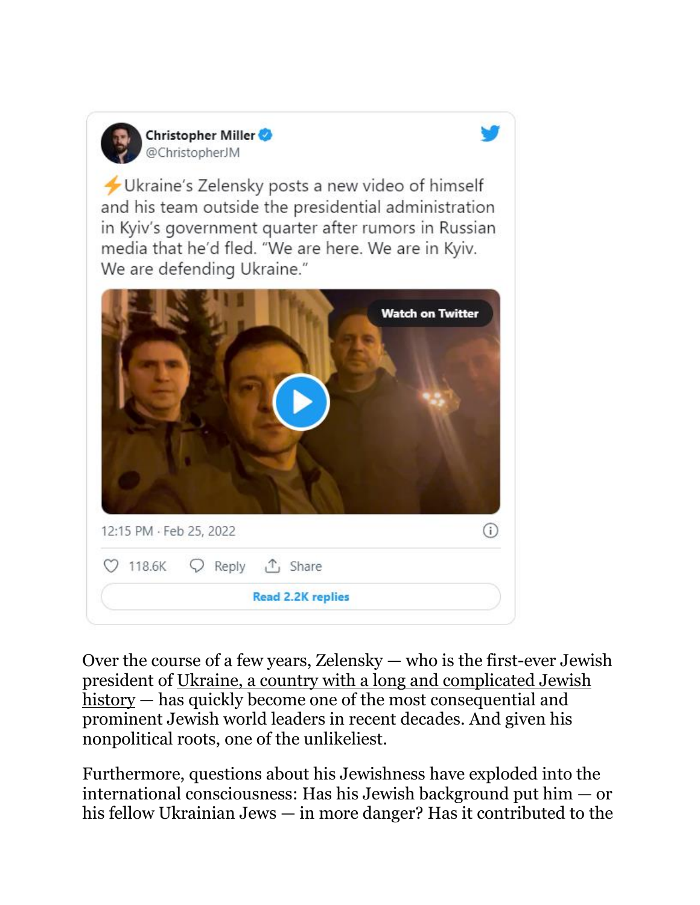Christopher Miller @ChristopherJM

⚡Ukraine's Zelensky posts a new video of himself and his team outside the presidential administration in Kyiv's government quarter after rumors in Russian media that he'd fled. "We are here. We are in Kyiv. We are defending Ukraine."

Watch on Twitter

12:15 PM · Feb 25, 2022

118.6K Reply Share

Read 2.2K replies

Over the course of a few years, Zelensky — who is the first-ever Jewish president of Ukraine, a country with a long and complicated Jewish history — has quickly become one of the most consequential and prominent Jewish world leaders in recent decades. And given his nonpolitical roots, one of the unlikeliest.

Furthermore, questions about his Jewishness have exploded into the international consciousness: Has his Jewish background put him — or his fellow Ukrainian Jews — in more danger? Has it contributed to the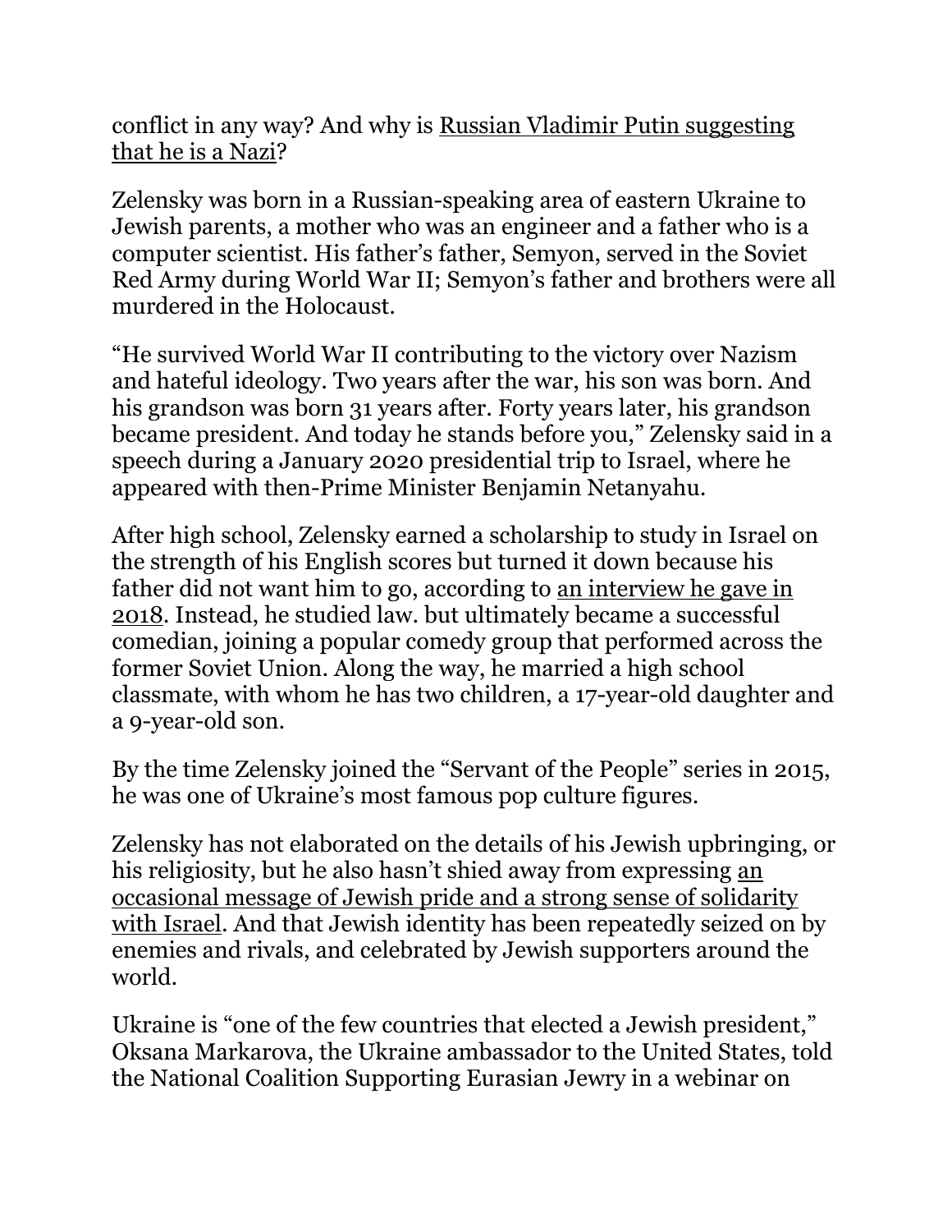conflict in any way? And why is Russian Vladimir Putin suggesting that he is a Nazi?

Zelensky was born in a Russian-speaking area of eastern Ukraine to Jewish parents, a mother who was an engineer and a father who is a computer scientist. His father's father, Semyon, served in the Soviet Red Army during World War II; Semyon's father and brothers were all murdered in the Holocaust.

"He survived World War II contributing to the victory over Nazism and hateful ideology. Two years after the war, his son was born. And his grandson was born 31 years after. Forty years later, his grandson became president. And today he stands before you," Zelensky said in a speech during a January 2020 presidential trip to Israel, where he appeared with then-Prime Minister Benjamin Netanyahu.

After high school, Zelensky earned a scholarship to study in Israel on the strength of his English scores but turned it down because his father did not want him to go, according to an interview he gave in 2018. Instead, he studied law. but ultimately became a successful comedian, joining a popular comedy group that performed across the former Soviet Union. Along the way, he married a high school classmate, with whom he has two children, a 17-year-old daughter and a 9-year-old son.

By the time Zelensky joined the "Servant of the People" series in 2015, he was one of Ukraine's most famous pop culture figures.

Zelensky has not elaborated on the details of his Jewish upbringing, or his religiosity, but he also hasn't shied away from expressing an occasional message of Jewish pride and a strong sense of solidarity with Israel. And that Jewish identity has been repeatedly seized on by enemies and rivals, and celebrated by Jewish supporters around the world.

Ukraine is "one of the few countries that elected a Jewish president," Oksana Markarova, the Ukraine ambassador to the United States, told the National Coalition Supporting Eurasian Jewry in a webinar on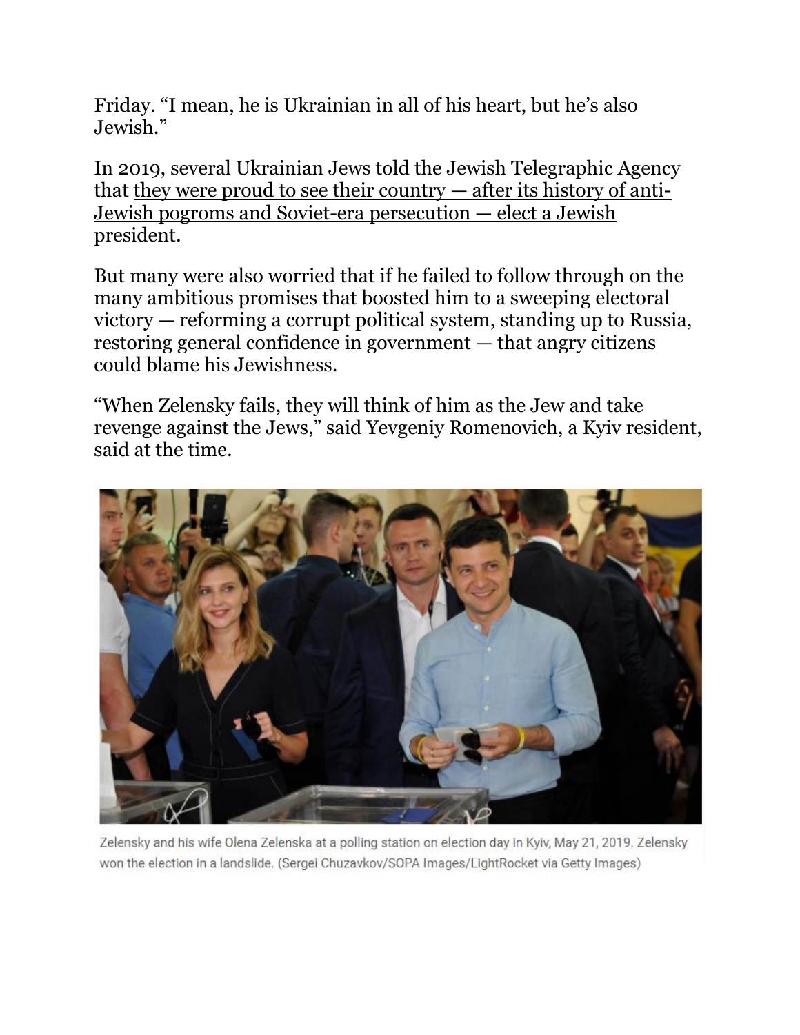Friday. “I mean, he is Ukrainian in all of his heart, but he’s also Jewish.”

In 2019, several Ukrainian Jews told the Jewish Telegraphic Agency that they were proud to see their country — after its history of anti-Jewish pogroms and Soviet-era persecution — elect a Jewish president.

But many were also worried that if he failed to follow through on the many ambitious promises that boosted him to a sweeping electoral victory — reforming a corrupt political system, standing up to Russia, restoring general confidence in government — that angry citizens could blame his Jewishness.

“When Zelensky fails, they will think of him as the Jew and take revenge against the Jews,” said Yevgeniy Romenovich, a Kyiv resident, said at the time.

Zelensky and his wife Olena Zelenska at a polling station on election day in Kyiv, May 21, 2019. Zelensky won the election in a landslide. (Sergei Chuzavkov/SOPA Images/LightRocket via Getty Images)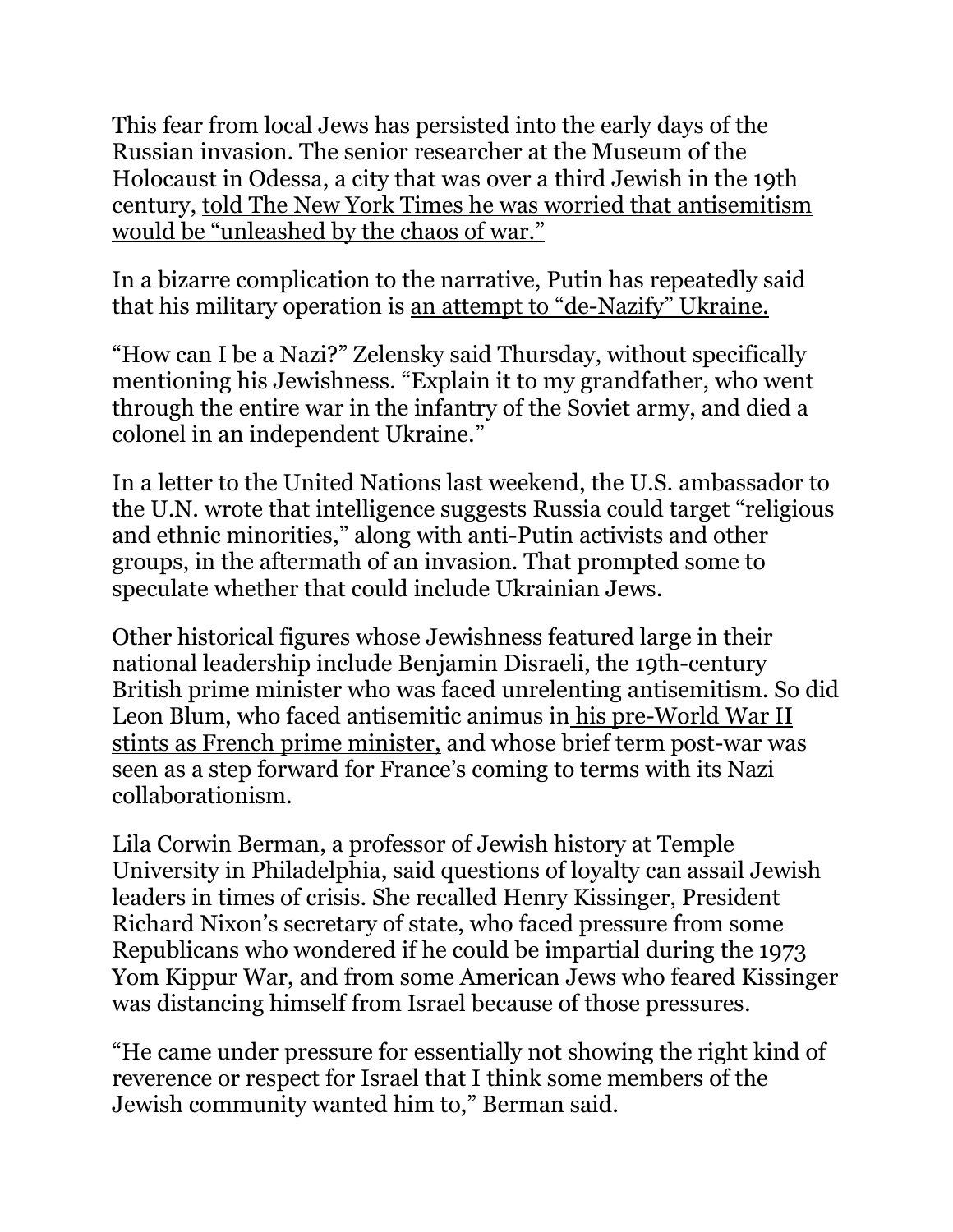This fear from local Jews has persisted into the early days of the Russian invasion. The senior researcher at the Museum of the Holocaust in Odessa, a city that was over a third Jewish in the 19th century, told The New York Times he was worried that antisemitism would be "unleashed by the chaos of war."

In a bizarre complication to the narrative, Putin has repeatedly said that his military operation is an attempt to "de-Nazify" Ukraine.

"How can I be a Nazi?" Zelensky said Thursday, without specifically mentioning his Jewishness. "Explain it to my grandfather, who went through the entire war in the infantry of the Soviet army, and died a colonel in an independent Ukraine."

In a letter to the United Nations last weekend, the U.S. ambassador to the U.N. wrote that intelligence suggests Russia could target "religious and ethnic minorities," along with anti-Putin activists and other groups, in the aftermath of an invasion. That prompted some to speculate whether that could include Ukrainian Jews.

Other historical figures whose Jewishness featured large in their national leadership include Benjamin Disraeli, the 19th-century British prime minister who was faced unrelenting antisemitism. So did Leon Blum, who faced antisemitic animus in his pre-World War II stints as French prime minister, and whose brief term post-war was seen as a step forward for France's coming to terms with its Nazi collaborationism.

Lila Corwin Berman, a professor of Jewish history at Temple University in Philadelphia, said questions of loyalty can assail Jewish leaders in times of crisis. She recalled Henry Kissinger, President Richard Nixon's secretary of state, who faced pressure from some Republicans who wondered if he could be impartial during the 1973 Yom Kippur War, and from some American Jews who feared Kissinger was distancing himself from Israel because of those pressures.

"He came under pressure for essentially not showing the right kind of reverence or respect for Israel that I think some members of the Jewish community wanted him to," Berman said.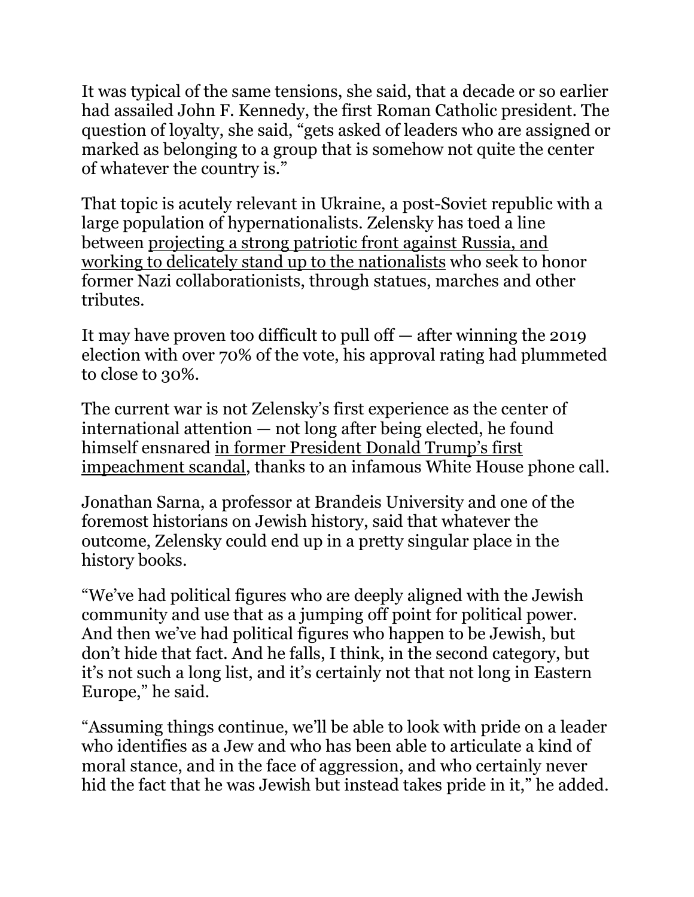It was typical of the same tensions, she said, that a decade or so earlier had assailed John F. Kennedy, the first Roman Catholic president. The question of loyalty, she said, "gets asked of leaders who are assigned or marked as belonging to a group that is somehow not quite the center of whatever the country is."

That topic is acutely relevant in Ukraine, a post-Soviet republic with a large population of hypernationalists. Zelensky has toed a line between projecting a strong patriotic front against Russia, and working to delicately stand up to the nationalists who seek to honor former Nazi collaborationists, through statues, marches and other tributes.

It may have proven too difficult to pull off — after winning the 2019 election with over 70% of the vote, his approval rating had plummeted to close to 30%.

The current war is not Zelensky's first experience as the center of international attention — not long after being elected, he found himself ensnared in former President Donald Trump's first impeachment scandal, thanks to an infamous White House phone call.

Jonathan Sarna, a professor at Brandeis University and one of the foremost historians on Jewish history, said that whatever the outcome, Zelensky could end up in a pretty singular place in the history books.

"We've had political figures who are deeply aligned with the Jewish community and use that as a jumping off point for political power. And then we've had political figures who happen to be Jewish, but don't hide that fact. And he falls, I think, in the second category, but it's not such a long list, and it's certainly not that not long in Eastern Europe," he said.

"Assuming things continue, we'll be able to look with pride on a leader who identifies as a Jew and who has been able to articulate a kind of moral stance, and in the face of aggression, and who certainly never hid the fact that he was Jewish but instead takes pride in it," he added.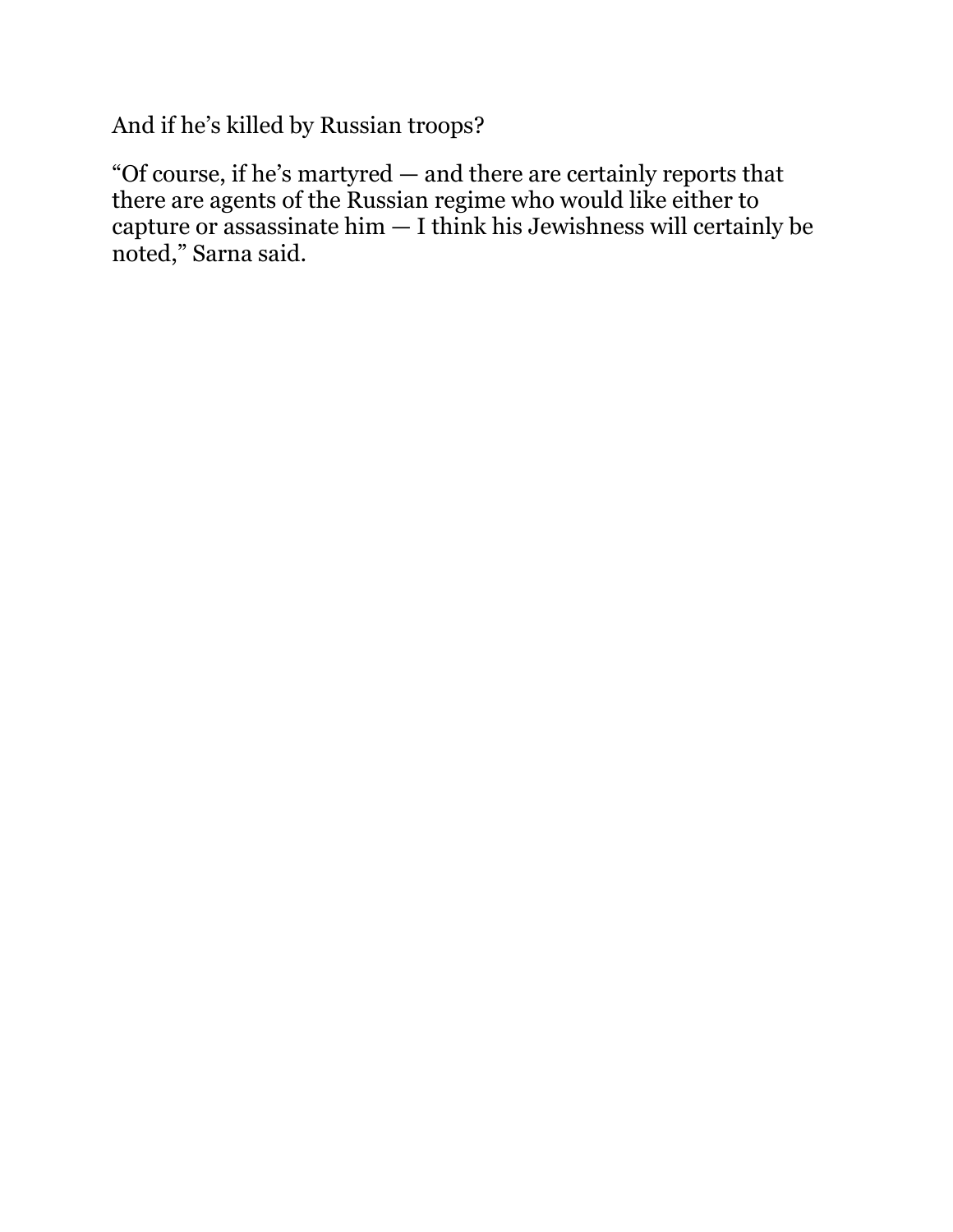And if he’s killed by Russian troops?

“Of course, if he’s martyred — and there are certainly reports that there are agents of the Russian regime who would like either to capture or assassinate him — I think his Jewishness will certainly be noted,” Sarna said.